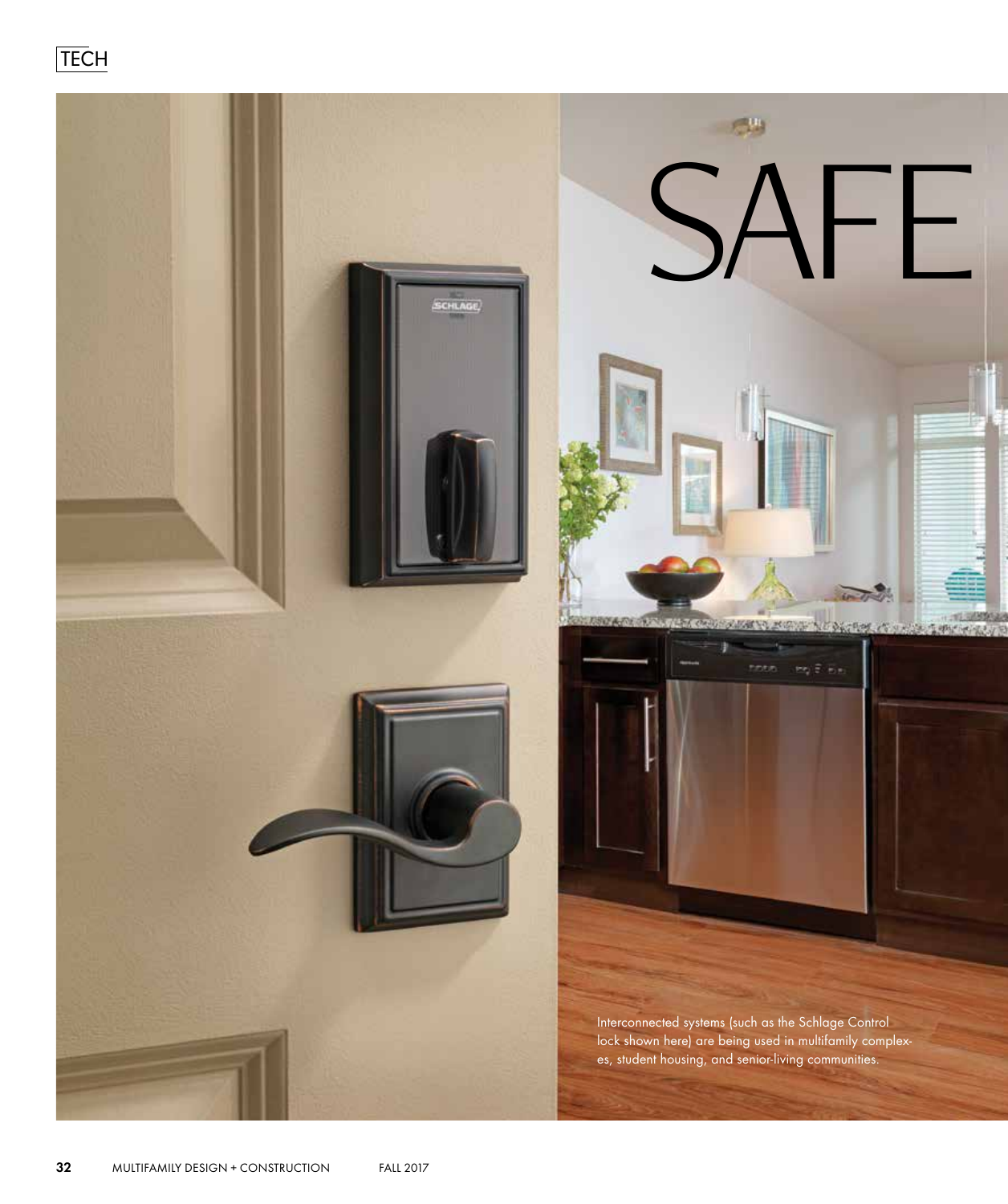TECH

# SAFE

Interconnected systems (such as the Schlage Control lock shown here) are being used in multifamily complexes, student housing, and senior-living communities.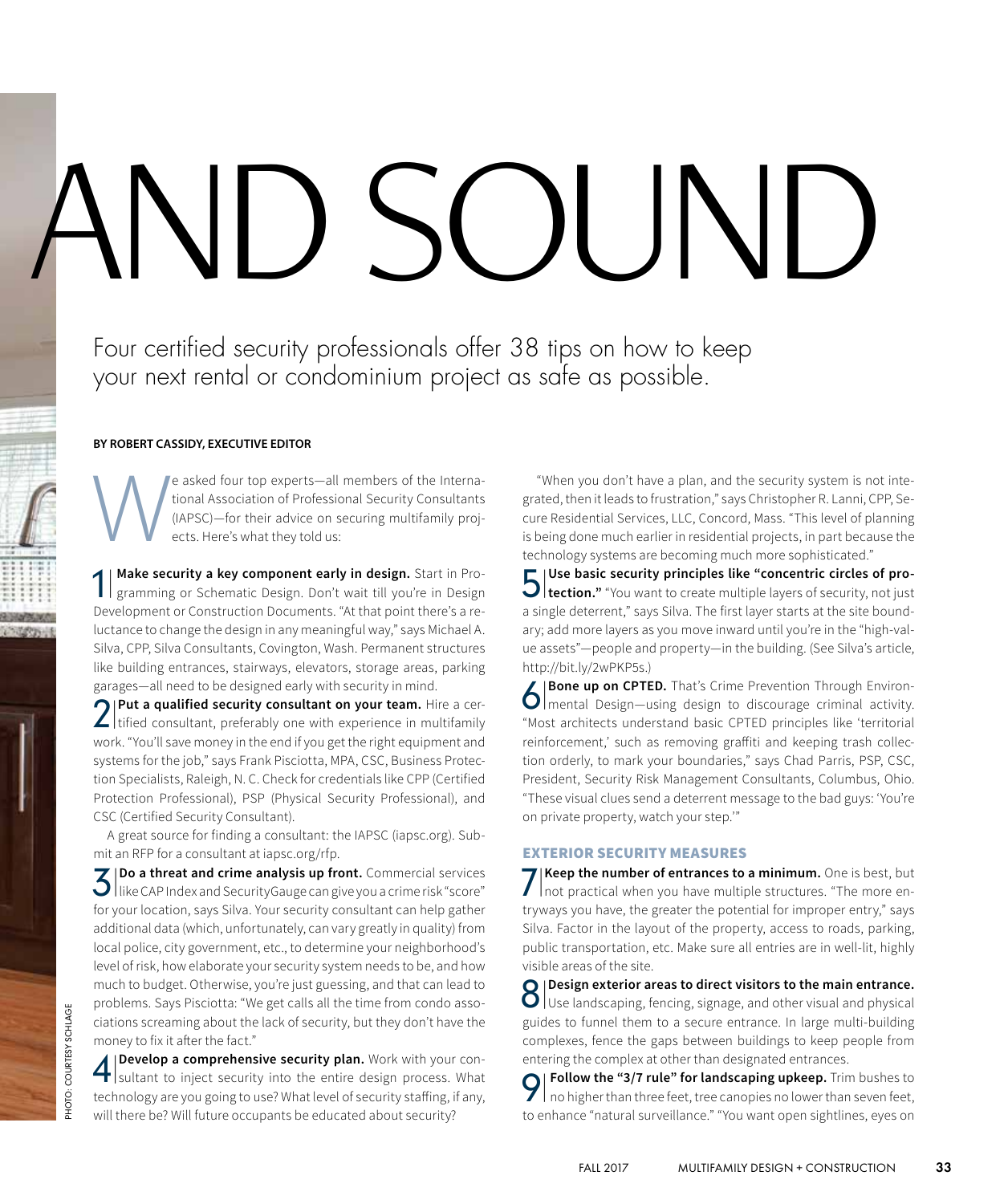# AND SOUND

Four certified security professionals offer 38 tips on how to keep your next rental or condominium project as safe as possible.

**BY ROBERT CASSIDY, EXECUTIVE EDITOR**

We asked four top experts—all members of the International Association of Professional Security Consultants (IAPSC)—for their advice on securing multifamily projects. Here's what they told us:

**1 | Make security a key component early in design.** Start in Programming or Schematic Design. Don't wait till you're in Design Development or Construction Documents. "At that point there's a reluctance to change the design in any meaningful way," says Michael A. Silva, CPP, Silva Consultants, Covington, Wash. Permanent structures like building entrances, stairways, elevators, storage areas, parking garages—all need to be designed early with security in mind.

**2 | Put a qualified security consultant on your team.** Hire a certified consultant, preferably one with experience in multifamily work. "You'll save money in the end if you get the right equipment and systems for the job," says Frank Pisciotta, MPA, CSC, Business Protection Specialists, Raleigh, N. C. Check for credentials like CPP (Certified Protection Professional), PSP (Physical Security Professional), and CSC (Certified Security Consultant).

A great source for finding a consultant: the IAPSC (iapsc.org). Submit an RFP for a consultant at iapsc.org/rfp.

**3 | Do a threat and crime analysis up front.** Commercial services like CAP Index and SecurityGauge can give you a crime risk "score" for your location, says Silva. Your security consultant can help gather additional data (which, unfortunately, can vary greatly in quality) from local police, city government, etc., to determine your neighborhood's level of risk, how elaborate your security system needs to be, and how much to budget. Otherwise, you're just guessing, and that can lead to problems. Says Pisciotta: "We get calls all the time from condo associations screaming about the lack of security, but they don't have the money to fix it after the fact."

**4 | Develop a comprehensive security plan.** Work with your consultant to inject security into the entire design process. What technology are you going to use? What level of security staffing, if any, will there be? Will future occupants be educated about security?

"When you don't have a plan, and the security system is not integrated, then it leads to frustration," says Christopher R. Lanni, CPP, Secure Residential Services, LLC, Concord, Mass. "This level of planning is being done much earlier in residential projects, in part because the technology systems are becoming much more sophisticated."

**5 | Use basic security principles like "concentric circles of protection."** "You want to create multiple layers of security, not just a single deterrent," says Silva. The first layer starts at the site boundary; add more layers as you move inward until you're in the "high-value assets"—people and property—in the building. (See Silva's article, http://bit.ly/2wPKP5s.)

**6 | Bone up on CPTED.** That's Crime Prevention Through Environmental Design—using design to discourage criminal activity. "Most architects understand basic CPTED principles like 'territorial reinforcement,' such as removing graffiti and keeping trash collection orderly, to mark your boundaries," says Chad Parris, PSP, CSC, President, Security Risk Management Consultants, Columbus, Ohio. "These visual clues send a deterrent message to the bad guys: 'You're on private property, watch your step.'"

## EXTERIOR SECURITY MEASURES

**7 | Keep the number of entrances to a minimum.** One is best, but not practical when you have multiple structures. "The more entryways you have, the greater the potential for improper entry," says Silva. Factor in the layout of the property, access to roads, parking, public transportation, etc. Make sure all entries are in well-lit, highly visible areas of the site.

**8 | Design exterior areas to direct visitors to the main entrance.** Use landscaping, fencing, signage, and other visual and physical guides to funnel them to a secure entrance. In large multi-building complexes, fence the gaps between buildings to keep people from entering the complex at other than designated entrances.

**9 | Follow the "3/7 rule" for landscaping upkeep.** Trim bushes to no higher than three feet, tree canopies no lower than seven feet, to enhance "natural surveillance." "You want open sightlines, eyes on

PHOTO: COURTESY SCHLAGE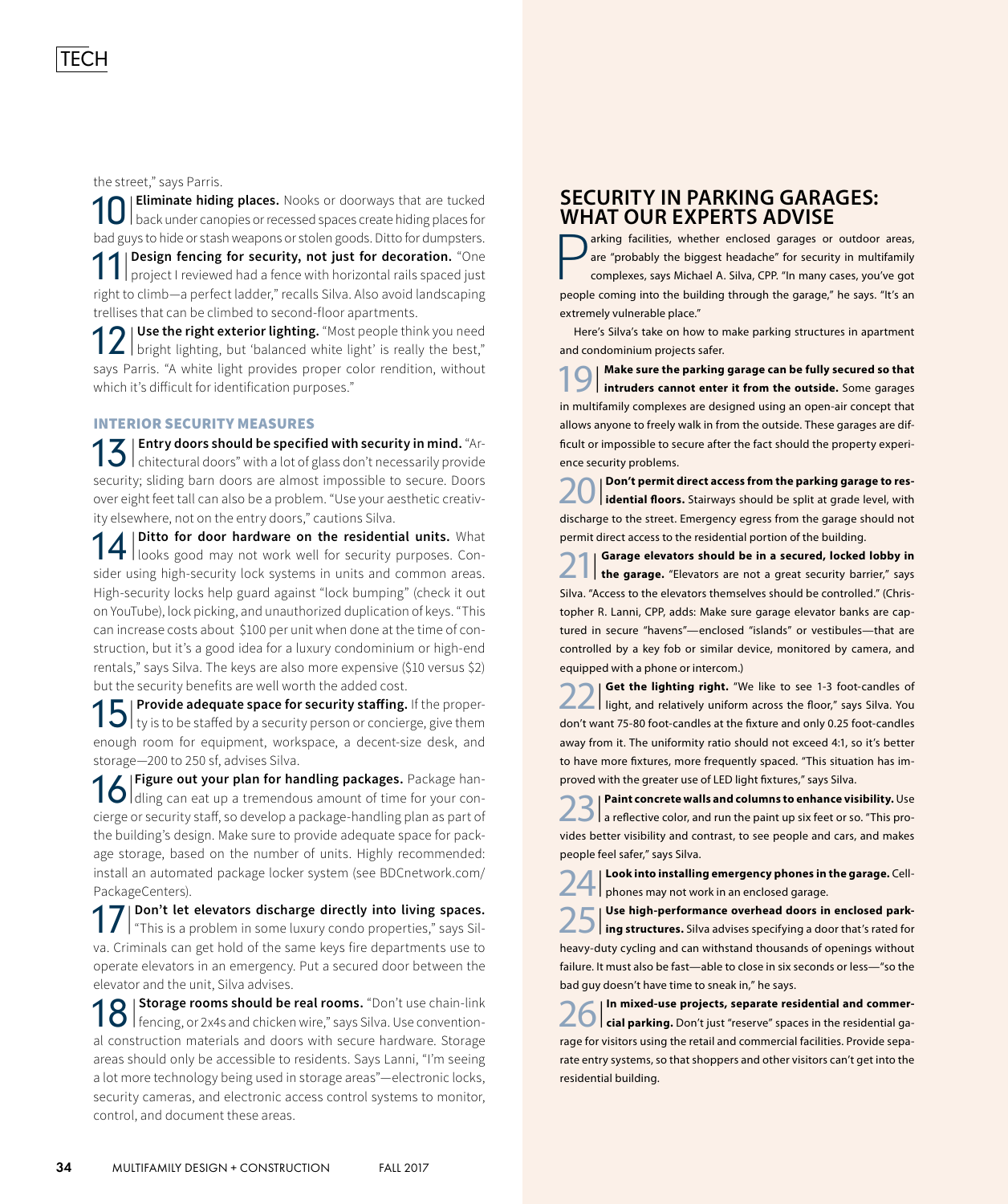the street," says Parris.

**10 | Eliminate hiding places.** Nooks or doorways that are tucked back under canopies or recessed spaces create hiding places for bad guys to hide or stash weapons or stolen goods. Ditto for dumpsters.

**11 | Design fencing for security, not just for decoration.** "One project I reviewed had a fence with horizontal rails spaced just right to climb—a perfect ladder," recalls Silva. Also avoid landscaping trellises that can be climbed to second-floor apartments.

**12 | Use the right exterior lighting.** "Most people think you need bright lighting, but 'balanced white light' is really the best," says Parris. "A white light provides proper color rendition, without which it's difficult for identification purposes."

### INTERIOR SECURITY MEASURES

**13 | Entry doors should be specified with security in mind.** "Architectural doors" with a lot of glass don't necessarily provide security; sliding barn doors are almost impossible to secure. Doors over eight feet tall can also be a problem. "Use your aesthetic creativity elsewhere, not on the entry doors," cautions Silva.

**14 | Ditto for door hardware on the residential units.** What looks good may not work well for security purposes. Consider using high-security lock systems in units and common areas. High-security locks help guard against "lock bumping" (check it out on YouTube), lock picking, and unauthorized duplication of keys. "This can increase costs about $100 per unit when done at the time of construction, but it's a good idea for a luxury condominium or high-end rentals," says Silva. The keys are also more expensive ($10 versus $2) but the security benefits are well worth the added cost.

**15 | Provide adequate space for security staffing.** If the property is to be staffed by a security person or concierge, give them enough room for equipment, workspace, a decent-size desk, and storage—200 to 250 sf, advises Silva.

**16 | Figure out your plan for handling packages.** Package handling can eat up a tremendous amount of time for your concierge or security staff, so develop a package-handling plan as part of the building's design. Make sure to provide adequate space for package storage, based on the number of units. Highly recommended: install an automated package locker system (see BDCnetwork.com/PackageCenters).

**17 | Don't let elevators discharge directly into living spaces.** "This is a problem in some luxury condo properties," says Silva. Criminals can get hold of the same keys fire departments use to operate elevators in an emergency. Put a secured door between the elevator and the unit, Silva advises.

**18 | Storage rooms should be real rooms.** "Don't use chain-link fencing, or 2x4s and chicken wire," says Silva. Use conventional construction materials and doors with secure hardware. Storage areas should only be accessible to residents. Says Lanni, "I'm seeing a lot more technology being used in storage areas"—electronic locks, security cameras, and electronic access control systems to monitor, control, and document these areas.

## SECURITY IN PARKING GARAGES: WHAT OUR EXPERTS ADVISE

Parking facilities, whether enclosed garages or outdoor areas, are "probably the biggest headache" for security in multifamily complexes, says Michael A. Silva, CPP. "In many cases, you've got people coming into the building through the garage," he says. "It's an extremely vulnerable place."

Here's Silva's take on how to make parking structures in apartment and condominium projects safer.

**19 | Make sure the parking garage can be fully secured so that intruders cannot enter it from the outside.** Some garages in multifamily complexes are designed using an open-air concept that allows anyone to freely walk in from the outside. These garages are difficult or impossible to secure after the fact should the property experience security problems.

**20 | Don't permit direct access from the parking garage to residential floors.** Stairways should be split at grade level, with discharge to the street. Emergency egress from the garage should not permit direct access to the residential portion of the building.

**21 | Garage elevators should be in a secured, locked lobby in the garage.** "Elevators are not a great security barrier," says Silva. "Access to the elevators themselves should be controlled." (Christopher R. Lanni, CPP, adds: Make sure garage elevator banks are captured in secure "havens"—enclosed "islands" or vestibules—that are controlled by a key fob or similar device, monitored by camera, and equipped with a phone or intercom.)

**22 | Get the lighting right.** "We like to see 1-3 foot-candles of light, and relatively uniform across the floor," says Silva. You don't want 75-80 foot-candles at the fixture and only 0.25 foot-candles away from it. The uniformity ratio should not exceed 4:1, so it's better to have more fixtures, more frequently spaced. "This situation has improved with the greater use of LED light fixtures," says Silva.

**23 | Paint concrete walls and columns to enhance visibility.** Use a reflective color, and run the paint up six feet or so. "This provides better visibility and contrast, to see people and cars, and makes people feel safer," says Silva.

**24 | Look into installing emergency phones in the garage.** Cellphones may not work in an enclosed garage.

**25 | Use high-performance overhead doors in enclosed parking structures.** Silva advises specifying a door that's rated for heavy-duty cycling and can withstand thousands of openings without failure. It must also be fast—able to close in six seconds or less—"so the bad guy doesn't have time to sneak in," he says.

**26 | In mixed-use projects, separate residential and commercial parking.** Don't just "reserve" spaces in the residential garage for visitors using the retail and commercial facilities. Provide separate entry systems, so that shoppers and other visitors can't get into the residential building.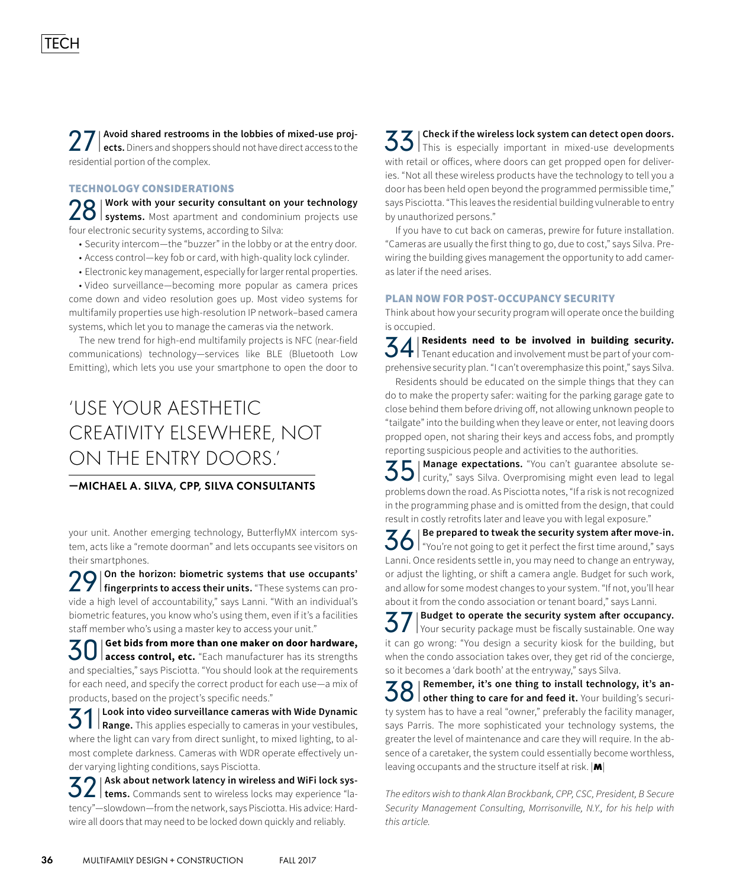**27** **Avoid shared restrooms in the lobbies of mixed-use projects.** Diners and shoppers should not have direct access to the residential portion of the complex.

## TECHNOLOGY CONSIDERATIONS

**28** **Work with your security consultant on your technology systems.** Most apartment and condominium projects use four electronic security systems, according to Silva:

- Security intercom—the "buzzer" in the lobby or at the entry door.
- Access control—key fob or card, with high-quality lock cylinder.
- Electronic key management, especially for larger rental properties.
- Video surveillance—becoming more popular as camera prices come down and video resolution goes up. Most video systems for multifamily properties use high-resolution IP network–based camera systems, which let you to manage the cameras via the network.

The new trend for high-end multifamily projects is NFC (near-field communications) technology—services like BLE (Bluetooth Low Emitting), which lets you use your smartphone to open the door to your unit. Another emerging technology, ButterflyMX intercom system, acts like a "remote doorman" and lets occupants see visitors on their smartphones.

> 'USE YOUR AESTHETIC CREATIVITY ELSEWHERE, NOT ON THE ENTRY DOORS.'
>
> —MICHAEL A. SILVA, CPP, SILVA CONSULTANTS

**29** **On the horizon: biometric systems that use occupants' fingerprints to access their units.** "These systems can provide a high level of accountability," says Lanni. "With an individual's biometric features, you know who's using them, even if it's a facilities staff member who's using a master key to access your unit."

**30** **Get bids from more than one maker on door hardware, access control, etc.** "Each manufacturer has its strengths and specialties," says Pisciotta. "You should look at the requirements for each need, and specify the correct product for each use—a mix of products, based on the project's specific needs."

**31** **Look into video surveillance cameras with Wide Dynamic Range.** This applies especially to cameras in your vestibules, where the light can vary from direct sunlight, to mixed lighting, to almost complete darkness. Cameras with WDR operate effectively under varying lighting conditions, says Pisciotta.

**32** **Ask about network latency in wireless and WiFi lock systems.** Commands sent to wireless locks may experience "latency"—slowdown—from the network, says Pisciotta. His advice: Hardwire all doors that may need to be locked down quickly and reliably.

**33** **Check if the wireless lock system can detect open doors.** This is especially important in mixed-use developments with retail or offices, where doors can get propped open for deliveries. "Not all these wireless products have the technology to tell you a door has been held open beyond the programmed permissible time," says Pisciotta. "This leaves the residential building vulnerable to entry by unauthorized persons."

If you have to cut back on cameras, prewire for future installation. "Cameras are usually the first thing to go, due to cost," says Silva. Prewiring the building gives management the opportunity to add cameras later if the need arises.

## PLAN NOW FOR POST-OCCUPANCY SECURITY

Think about how your security program will operate once the building is occupied.

**34** **Residents need to be involved in building security.** Tenant education and involvement must be part of your comprehensive security plan. "I can't overemphasize this point," says Silva.

Residents should be educated on the simple things that they can do to make the property safer: waiting for the parking garage gate to close behind them before driving off, not allowing unknown people to "tailgate" into the building when they leave or enter, not leaving doors propped open, not sharing their keys and access fobs, and promptly reporting suspicious people and activities to the authorities.

**35** **Manage expectations.** "You can't guarantee absolute security," says Silva. Overpromising might even lead to legal problems down the road. As Pisciotta notes, "If a risk is not recognized in the programming phase and is omitted from the design, that could result in costly retrofits later and leave you with legal exposure."

**36** **Be prepared to tweak the security system after move-in.** "You're not going to get it perfect the first time around," says Lanni. Once residents settle in, you may need to change an entryway, or adjust the lighting, or shift a camera angle. Budget for such work, and allow for some modest changes to your system. "If not, you'll hear about it from the condo association or tenant board," says Lanni.

**37** **Budget to operate the security system after occupancy.** Your security package must be fiscally sustainable. One way it can go wrong: "You design a security kiosk for the building, but when the condo association takes over, they get rid of the concierge, so it becomes a 'dark booth' at the entryway," says Silva.

**38** **Remember, it's one thing to install technology, it's another thing to care for and feed it.** Your building's security system has to have a real "owner," preferably the facility manager, says Parris. The more sophisticated your technology systems, the greater the level of maintenance and care they will require. In the absence of a caretaker, the system could essentially become worthless, leaving occupants and the structure itself at risk. |M|

*The editors wish to thank Alan Brockbank, CPP, CSC, President, B Secure Security Management Consulting, Morrisonville, N.Y., for his help with this article.*